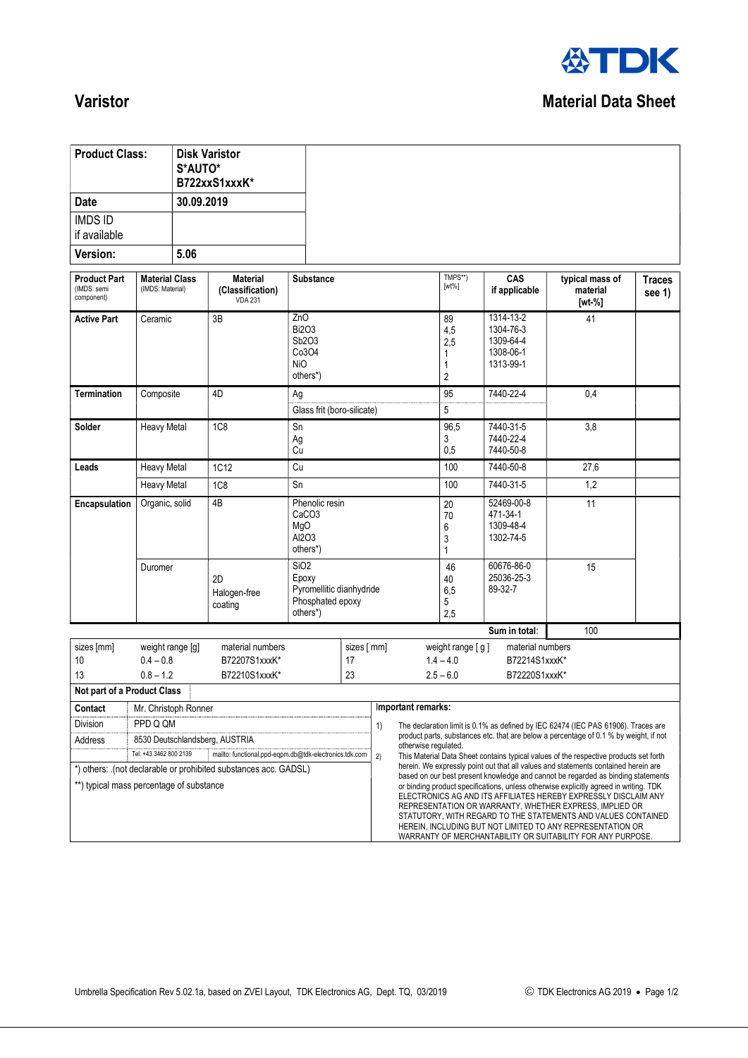TDK

# Varistor

# Material Data Sheet

| | |
|---|---|
| **Product Class:** | **Disk Varistor S*AUTO* B722xxS1xxxK*** |
| **Date** | **30.09.2019** |
| IMDS ID if available | |
| **Version:** | **5.06** |

| **Product Part** (IMDS: semi component) | **Material Class** (IMDS: Material) | **Material (Classification)** VDA 231 | **Substance** | TMPS**) [wt%] | **CAS if applicable** | **typical mass of material [wt-%]** | **Traces see 1)** |
|---|---|---|---|---|---|---|---|
| **Active Part** | Ceramic | 3B | ZnO<br>Bi2O3<br>Sb2O3<br>Co3O4<br>NiO<br>others*) | 89<br>4,5<br>2,5<br>1<br>1<br>2 | 1314-13-2<br>1304-76-3<br>1309-64-4<br>1308-06-1<br>1313-99-1 | 41 | |
| **Termination** | Composite | 4D | Ag | 95 | 7440-22-4 | 0,4 | |
| | | | Glass frit (boro-silicate) | 5 | | | |
| **Solder** | Heavy Metal | 1C8 | Sn<br>Ag<br>Cu | 96,5<br>3<br>0,5 | 7440-31-5<br>7440-22-4<br>7440-50-8 | 3,8 | |
| **Leads** | Heavy Metal | 1C12 | Cu | 100 | 7440-50-8 | 27,6 | |
| | Heavy Metal | 1C8 | Sn | 100 | 7440-31-5 | 1,2 | |
| **Encapsulation** | Organic, solid | 4B | Phenolic resin<br>CaCO3<br>MgO<br>Al2O3<br>others*) | 20<br>70<br>6<br>3<br>1 | 52469-00-8<br>471-34-1<br>1309-48-4<br>1302-74-5 | 11 | |
| | Duromer | 2D<br>Halogen-free coating | SiO2<br>Epoxy<br>Pyromellitic dianhydride<br>Phosphated epoxy<br>others*) | 46<br>40<br>6,5<br>5<br>2,5 | 60676-86-0<br>25036-25-3<br>89-32-7 | 15 | |
| | | | | | **Sum in total:** | 100 | |

| sizes [mm] | weight range [g] | material numbers | sizes [ mm] | weight range [ g ] | material numbers |
|---|---|---|---|---|---|
| 10 | 0.4 – 0.8 | B72207S1xxxK* | 17 | 1.4 – 4.0 | B72214S1xxxK* |
| 13 | 0.8 – 1.2 | B72210S1xxxK* | 23 | 2.5 – 6.0 | B72220S1xxxK* |

**Not part of a Product Class**

| | |
|---|---|
| **Contact** | Mr. Christoph Ronner |
| Division | PPD Q QM |
| Address | 8530 Deutschlandsberg, AUSTRIA |
| Tel: +43 3462 800 2139 | mailto: functional.ppd-eqpm.db@tdk-electronics.tdk.com |

*) others: .(not declarable or prohibited substances acc. GADSL)

**) typical mass percentage of substance

**Important remarks:**

1) The declaration limit is 0.1% as defined by IEC 62474 (IEC PAS 61906). Traces are product parts, substances etc. that are below a percentage of 0.1 % by weight, if not otherwise regulated.

2) This Material Data Sheet contains typical values of the respective products set forth herein. We expressly point out that all values and statements contained herein are based on our best present knowledge and cannot be regarded as binding statements or binding product specifications, unless otherwise explicitly agreed in writing. TDK ELECTRONICS AG AND ITS AFFILIATES HEREBY EXPRESSLY DISCLAIM ANY REPRESENTATION OR WARRANTY, WHETHER EXPRESS, IMPLIED OR STATUTORY, WITH REGARD TO THE STATEMENTS AND VALUES CONTAINED HEREIN, INCLUDING BUT NOT LIMITED TO ANY REPRESENTATION OR WARRANTY OF MERCHANTABILITY OR SUITABILITY FOR ANY PURPOSE.

Umbrella Specification Rev 5.02.1a, based on ZVEI Layout, TDK Electronics AG, Dept. TQ, 03/2019 © TDK Electronics AG 2019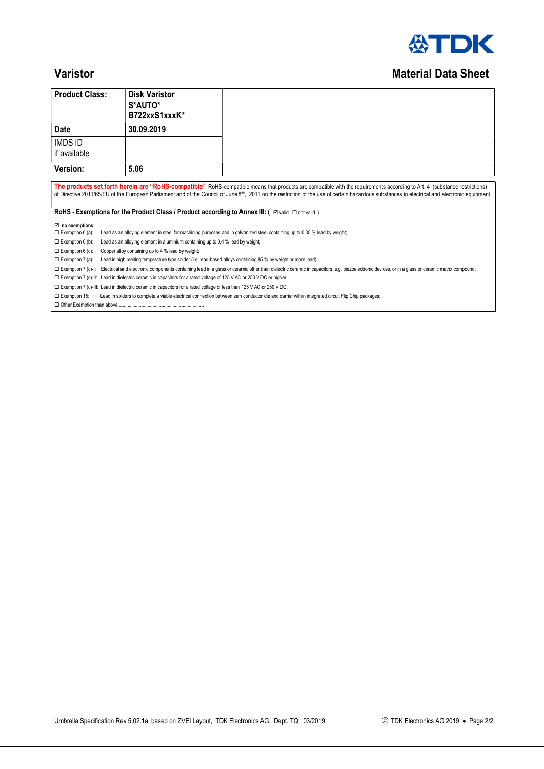## Varistor

## Material Data Sheet

| | |
|---|---|
| **Product Class:** | **Disk Varistor S*AUTO* B722xxS1xxxK*** |
| **Date** | **30.09.2019** |
| IMDS ID if available | |
| **Version:** | **5.06** |

**The products set forth herein are "RoHS-compatible"**. RoHS-compatible means that products are compatible with the requirements according to Art. 4 (substance restrictions) of Directive 2011/65/EU of the European Parliament and of the Council of June 8th, 2011 on the restriction of the use of certain hazardous substances in electrical and electronic equipment.

**RoHS - Exemptions for the Product Class / Product according to Annex III: (** ☑ valid ☐ not valid **)**

☑ **no exemptions;**

☐ Exemption 6 (a): Lead as an alloying element in steel for machining purposes and in galvanized steel containing up to 0,35 % lead by weight;

☐ Exemption 6 (b): Lead as an alloying element in aluminium containing up to 0,4 % lead by weight;

☐ Exemption 6 (c): Copper alloy containing up to 4 % lead by weight;

☐ Exemption 7 (a): Lead in high melting temperature type solder (i.e. lead-based alloys containing 85 % by weight or more lead);

☐ Exemption 7 (c)-I: Electrical and electronic components containing lead in a glass or ceramic other than dielectric ceramic in capacitors, e.g. piezoelectronic devices, or in a glass or ceramic matrix compound;

☐ Exemption 7 (c)-II: Lead in dielectric ceramic in capacitors for a rated voltage of 125 V AC or 250 V DC or higher;

☐ Exemption 7 (c)-III: Lead in dielectric ceramic in capacitors for a rated voltage of less than 125 V AC or 250 V DC;

☐ Exemption 15: Lead in solders to complete a viable electrical connection between semiconductor die and carrier within integrated circuit Flip Chip packages;

☐ Other Exemption than above ....................................................................

Umbrella Specification Rev 5.02.1a, based on ZVEI Layout, TDK Electronics AG, Dept. TQ, 03/2019

© TDK Electronics AG 2019